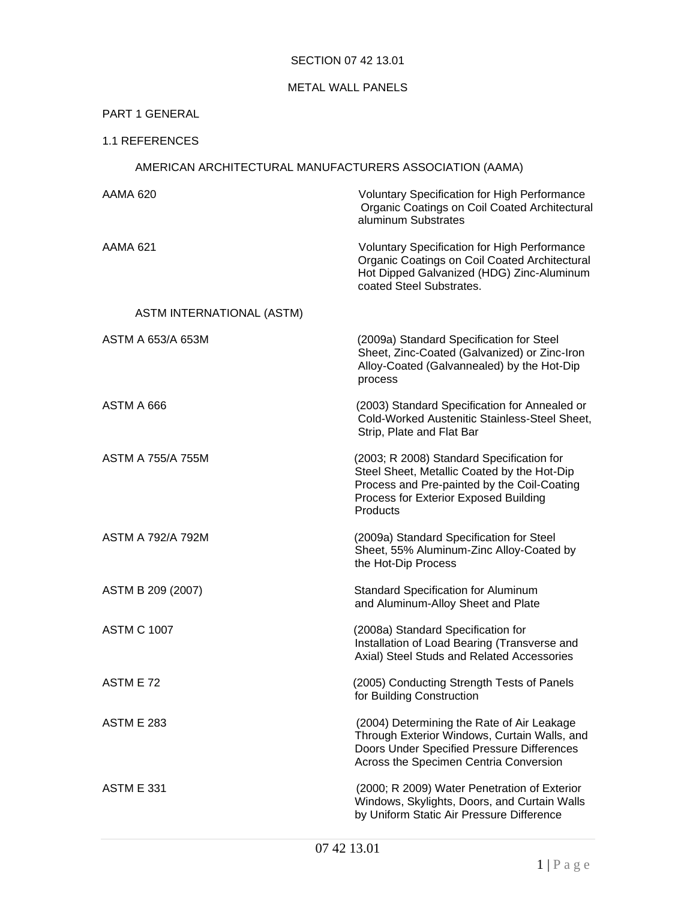SECTION 07 42 13.01

METAL WALL PANELS

PART 1 GENERAL

1.1 REFERENCES

AMERICAN ARCHITECTURAL MANUFACTURERS ASSOCIATION (AAMA)

| | |
|---|---|
| AAMA 620 | Voluntary Specification for High Performance Organic Coatings on Coil Coated Architectural aluminum Substrates |
| AAMA 621 | Voluntary Specification for High Performance Organic Coatings on Coil Coated Architectural Hot Dipped Galvanized (HDG) Zinc-Aluminum coated Steel Substrates. |

ASTM INTERNATIONAL (ASTM)

| | |
|---|---|
| ASTM A 653/A 653M | (2009a) Standard Specification for Steel Sheet, Zinc-Coated (Galvanized) or Zinc-Iron Alloy-Coated (Galvannealed) by the Hot-Dip process |
| ASTM A 666 | (2003) Standard Specification for Annealed or Cold-Worked Austenitic Stainless-Steel Sheet, Strip, Plate and Flat Bar |
| ASTM A 755/A 755M | (2003; R 2008) Standard Specification for Steel Sheet, Metallic Coated by the Hot-Dip Process and Pre-painted by the Coil-Coating Process for Exterior Exposed Building Products |
| ASTM A 792/A 792M | (2009a) Standard Specification for Steel Sheet, 55% Aluminum-Zinc Alloy-Coated by the Hot-Dip Process |
| ASTM B 209 (2007) | Standard Specification for Aluminum and Aluminum-Alloy Sheet and Plate |
| ASTM C 1007 | (2008a) Standard Specification for Installation of Load Bearing (Transverse and Axial) Steel Studs and Related Accessories |
| ASTM E 72 | (2005) Conducting Strength Tests of Panels for Building Construction |
| ASTM E 283 | (2004) Determining the Rate of Air Leakage Through Exterior Windows, Curtain Walls, and Doors Under Specified Pressure Differences Across the Specimen Centria Conversion |
| ASTM E 331 | (2000; R 2009) Water Penetration of Exterior Windows, Skylights, Doors, and Curtain Walls by Uniform Static Air Pressure Difference |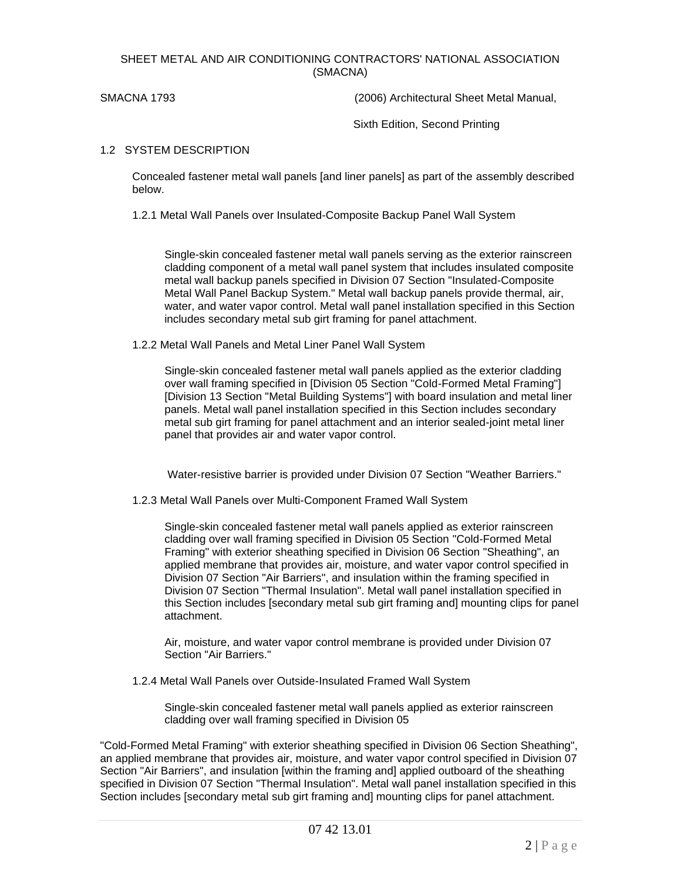SHEET METAL AND AIR CONDITIONING CONTRACTORS' NATIONAL ASSOCIATION (SMACNA)

SMACNA 1793 (2006) Architectural Sheet Metal Manual, Sixth Edition, Second Printing

## 1.2 SYSTEM DESCRIPTION

Concealed fastener metal wall panels [and liner panels] as part of the assembly described below.

### 1.2.1 Metal Wall Panels over Insulated-Composite Backup Panel Wall System

Single-skin concealed fastener metal wall panels serving as the exterior rainscreen cladding component of a metal wall panel system that includes insulated composite metal wall backup panels specified in Division 07 Section "Insulated-Composite Metal Wall Panel Backup System." Metal wall backup panels provide thermal, air, water, and water vapor control. Metal wall panel installation specified in this Section includes secondary metal sub girt framing for panel attachment.

### 1.2.2 Metal Wall Panels and Metal Liner Panel Wall System

Single-skin concealed fastener metal wall panels applied as the exterior cladding over wall framing specified in [Division 05 Section "Cold-Formed Metal Framing"] [Division 13 Section "Metal Building Systems"] with board insulation and metal liner panels. Metal wall panel installation specified in this Section includes secondary metal sub girt framing for panel attachment and an interior sealed-joint metal liner panel that provides air and water vapor control.

Water-resistive barrier is provided under Division 07 Section "Weather Barriers."

### 1.2.3 Metal Wall Panels over Multi-Component Framed Wall System

Single-skin concealed fastener metal wall panels applied as exterior rainscreen cladding over wall framing specified in Division 05 Section "Cold-Formed Metal Framing" with exterior sheathing specified in Division 06 Section "Sheathing", an applied membrane that provides air, moisture, and water vapor control specified in Division 07 Section "Air Barriers", and insulation within the framing specified in Division 07 Section "Thermal Insulation". Metal wall panel installation specified in this Section includes [secondary metal sub girt framing and] mounting clips for panel attachment.

Air, moisture, and water vapor control membrane is provided under Division 07 Section "Air Barriers."

### 1.2.4 Metal Wall Panels over Outside-Insulated Framed Wall System

Single-skin concealed fastener metal wall panels applied as exterior rainscreen cladding over wall framing specified in Division 05 "Cold-Formed Metal Framing" with exterior sheathing specified in Division 06 Section Sheathing", an applied membrane that provides air, moisture, and water vapor control specified in Division 07 Section "Air Barriers", and insulation [within the framing and] applied outboard of the sheathing specified in Division 07 Section "Thermal Insulation". Metal wall panel installation specified in this Section includes [secondary metal sub girt framing and] mounting clips for panel attachment.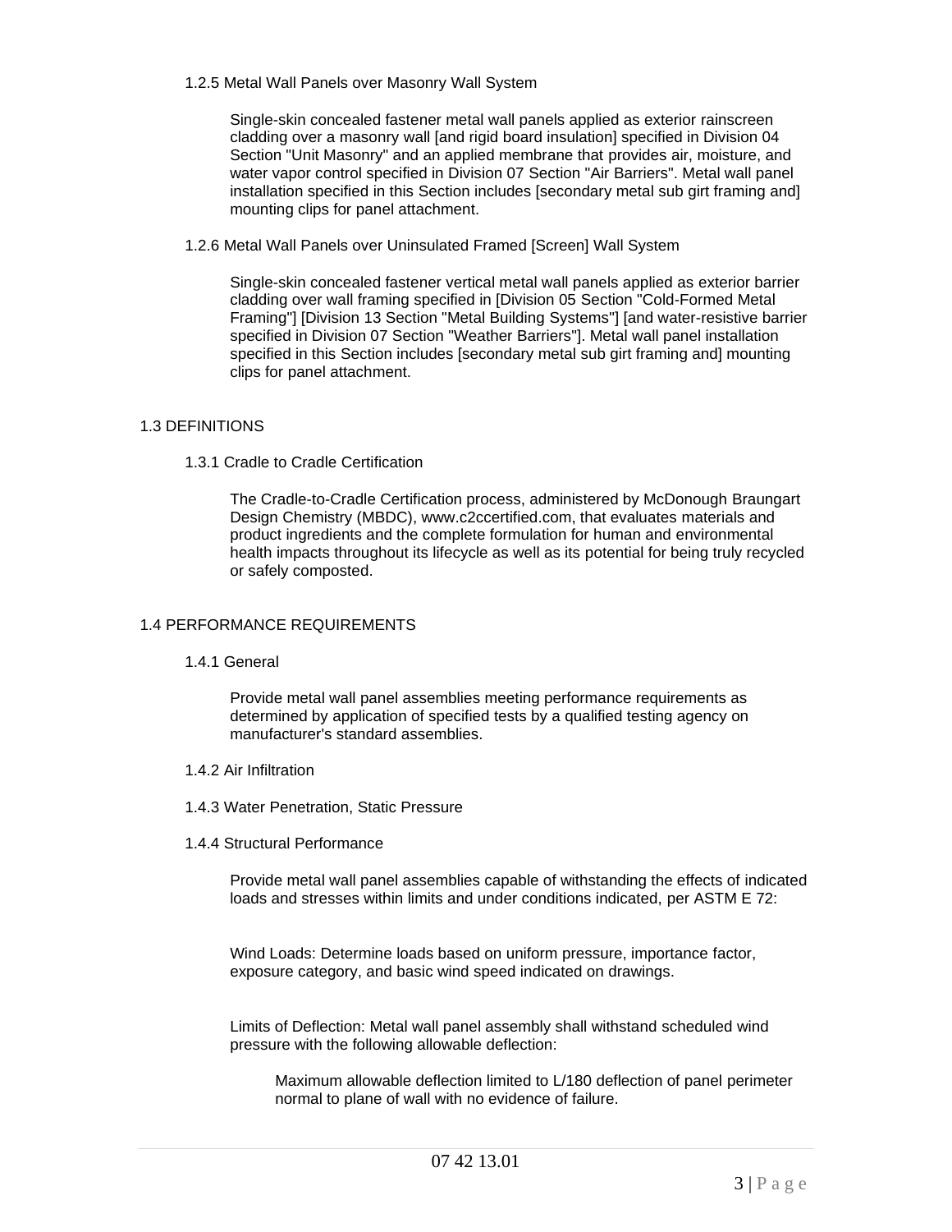### 1.2.5 Metal Wall Panels over Masonry Wall System

Single-skin concealed fastener metal wall panels applied as exterior rainscreen cladding over a masonry wall [and rigid board insulation] specified in Division 04 Section "Unit Masonry" and an applied membrane that provides air, moisture, and water vapor control specified in Division 07 Section "Air Barriers". Metal wall panel installation specified in this Section includes [secondary metal sub girt framing and] mounting clips for panel attachment.

### 1.2.6 Metal Wall Panels over Uninsulated Framed [Screen] Wall System

Single-skin concealed fastener vertical metal wall panels applied as exterior barrier cladding over wall framing specified in [Division 05 Section "Cold-Formed Metal Framing"] [Division 13 Section "Metal Building Systems"] [and water-resistive barrier specified in Division 07 Section "Weather Barriers"]. Metal wall panel installation specified in this Section includes [secondary metal sub girt framing and] mounting clips for panel attachment.

## 1.3 DEFINITIONS

### 1.3.1 Cradle to Cradle Certification

The Cradle-to-Cradle Certification process, administered by McDonough Braungart Design Chemistry (MBDC), www.c2ccertified.com, that evaluates materials and product ingredients and the complete formulation for human and environmental health impacts throughout its lifecycle as well as its potential for being truly recycled or safely composted.

## 1.4 PERFORMANCE REQUIREMENTS

### 1.4.1 General

Provide metal wall panel assemblies meeting performance requirements as determined by application of specified tests by a qualified testing agency on manufacturer's standard assemblies.

### 1.4.2 Air Infiltration

### 1.4.3 Water Penetration, Static Pressure

### 1.4.4 Structural Performance

Provide metal wall panel assemblies capable of withstanding the effects of indicated loads and stresses within limits and under conditions indicated, per ASTM E 72:

Wind Loads: Determine loads based on uniform pressure, importance factor, exposure category, and basic wind speed indicated on drawings.

Limits of Deflection: Metal wall panel assembly shall withstand scheduled wind pressure with the following allowable deflection:

- Maximum allowable deflection limited to L/180 deflection of panel perimeter normal to plane of wall with no evidence of failure.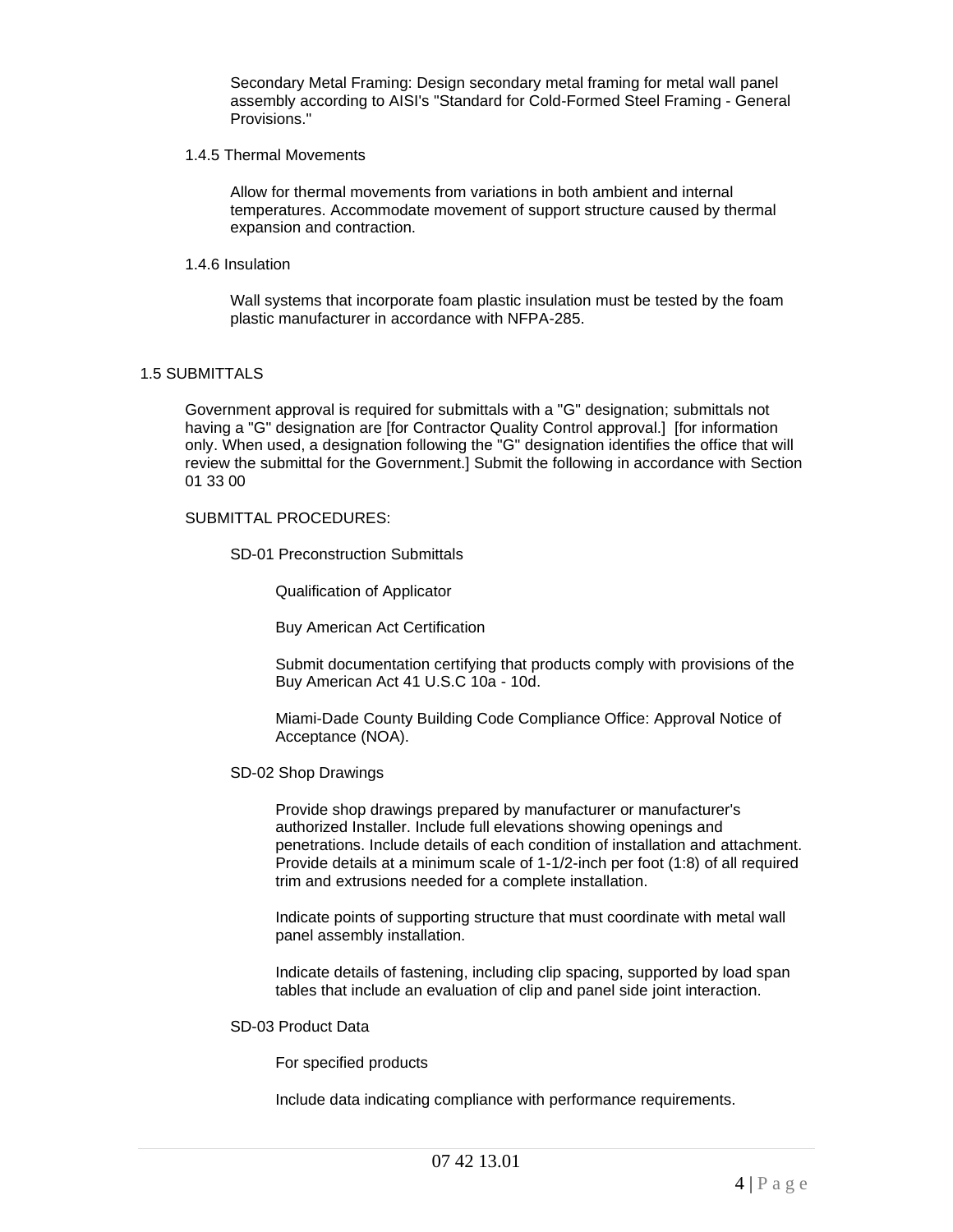Secondary Metal Framing: Design secondary metal framing for metal wall panel assembly according to AISI's "Standard for Cold-Formed Steel Framing - General Provisions."

### 1.4.5 Thermal Movements

Allow for thermal movements from variations in both ambient and internal temperatures. Accommodate movement of support structure caused by thermal expansion and contraction.

### 1.4.6 Insulation

Wall systems that incorporate foam plastic insulation must be tested by the foam plastic manufacturer in accordance with NFPA-285.

## 1.5 SUBMITTALS

Government approval is required for submittals with a "G" designation; submittals not having a "G" designation are [for Contractor Quality Control approval.] [for information only. When used, a designation following the "G" designation identifies the office that will review the submittal for the Government.] Submit the following in accordance with Section 01 33 00

SUBMITTAL PROCEDURES:

SD-01 Preconstruction Submittals

Qualification of Applicator

Buy American Act Certification

Submit documentation certifying that products comply with provisions of the Buy American Act 41 U.S.C 10a - 10d.

Miami-Dade County Building Code Compliance Office: Approval Notice of Acceptance (NOA).

SD-02 Shop Drawings

Provide shop drawings prepared by manufacturer or manufacturer's authorized Installer. Include full elevations showing openings and penetrations. Include details of each condition of installation and attachment. Provide details at a minimum scale of 1-1/2-inch per foot (1:8) of all required trim and extrusions needed for a complete installation.

Indicate points of supporting structure that must coordinate with metal wall panel assembly installation.

Indicate details of fastening, including clip spacing, supported by load span tables that include an evaluation of clip and panel side joint interaction.

SD-03 Product Data

For specified products

Include data indicating compliance with performance requirements.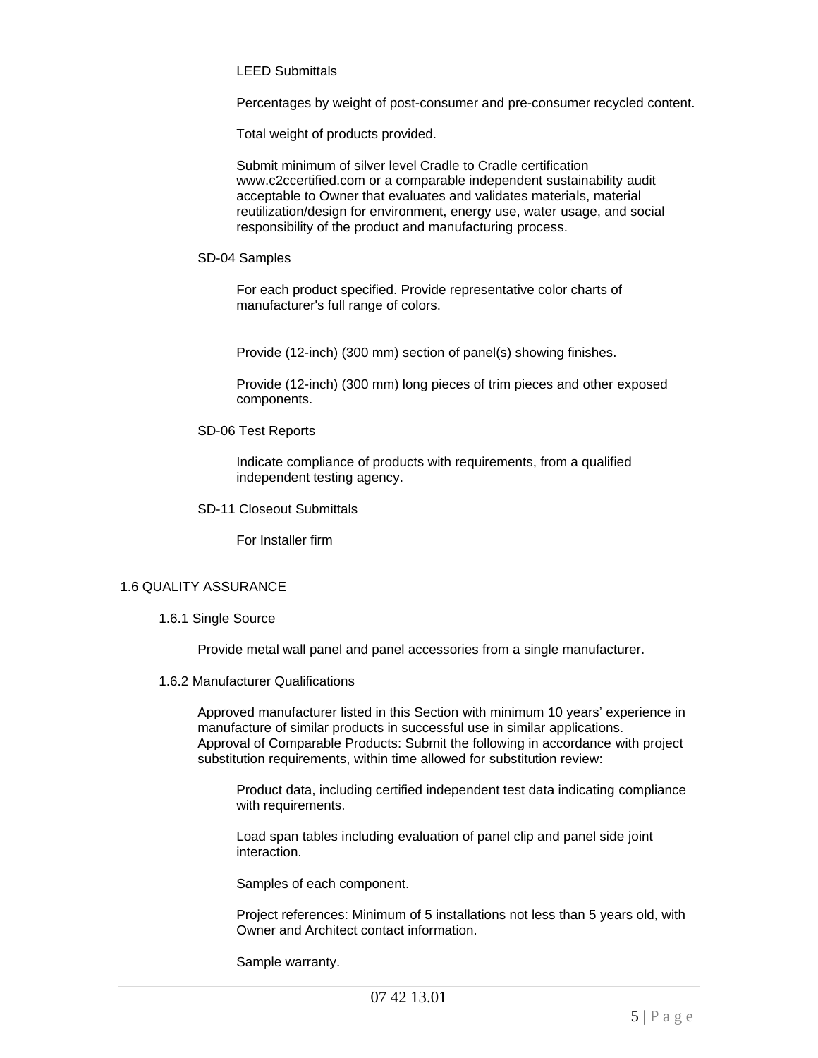LEED Submittals

Percentages by weight of post-consumer and pre-consumer recycled content.

Total weight of products provided.

Submit minimum of silver level Cradle to Cradle certification www.c2ccertified.com or a comparable independent sustainability audit acceptable to Owner that evaluates and validates materials, material reutilization/design for environment, energy use, water usage, and social responsibility of the product and manufacturing process.

SD-04 Samples

For each product specified. Provide representative color charts of manufacturer's full range of colors.

Provide (12-inch) (300 mm) section of panel(s) showing finishes.

Provide (12-inch) (300 mm) long pieces of trim pieces and other exposed components.

SD-06 Test Reports

Indicate compliance of products with requirements, from a qualified independent testing agency.

SD-11 Closeout Submittals

For Installer firm

## 1.6 QUALITY ASSURANCE

### 1.6.1 Single Source

Provide metal wall panel and panel accessories from a single manufacturer.

### 1.6.2 Manufacturer Qualifications

Approved manufacturer listed in this Section with minimum 10 years' experience in manufacture of similar products in successful use in similar applications. Approval of Comparable Products: Submit the following in accordance with project substitution requirements, within time allowed for substitution review:

Product data, including certified independent test data indicating compliance with requirements.

Load span tables including evaluation of panel clip and panel side joint interaction.

Samples of each component.

Project references: Minimum of 5 installations not less than 5 years old, with Owner and Architect contact information.

Sample warranty.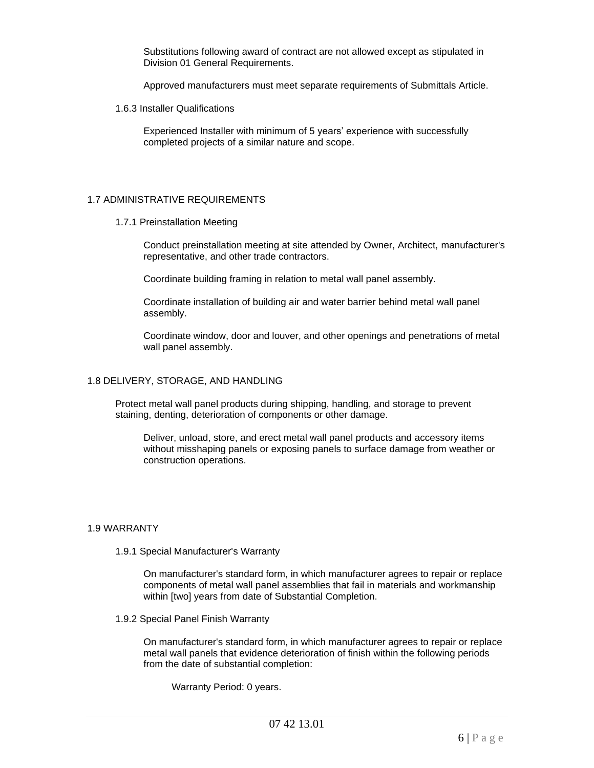Substitutions following award of contract are not allowed except as stipulated in Division 01 General Requirements.

Approved manufacturers must meet separate requirements of Submittals Article.

1.6.3 Installer Qualifications

Experienced Installer with minimum of 5 years' experience with successfully completed projects of a similar nature and scope.

## 1.7 ADMINISTRATIVE REQUIREMENTS

1.7.1 Preinstallation Meeting

Conduct preinstallation meeting at site attended by Owner, Architect, manufacturer's representative, and other trade contractors.

Coordinate building framing in relation to metal wall panel assembly.

Coordinate installation of building air and water barrier behind metal wall panel assembly.

Coordinate window, door and louver, and other openings and penetrations of metal wall panel assembly.

## 1.8 DELIVERY, STORAGE, AND HANDLING

Protect metal wall panel products during shipping, handling, and storage to prevent staining, denting, deterioration of components or other damage.

Deliver, unload, store, and erect metal wall panel products and accessory items without misshaping panels or exposing panels to surface damage from weather or construction operations.

## 1.9 WARRANTY

1.9.1 Special Manufacturer's Warranty

On manufacturer's standard form, in which manufacturer agrees to repair or replace components of metal wall panel assemblies that fail in materials and workmanship within [two] years from date of Substantial Completion.

1.9.2 Special Panel Finish Warranty

On manufacturer's standard form, in which manufacturer agrees to repair or replace metal wall panels that evidence deterioration of finish within the following periods from the date of substantial completion:

Warranty Period: 0 years.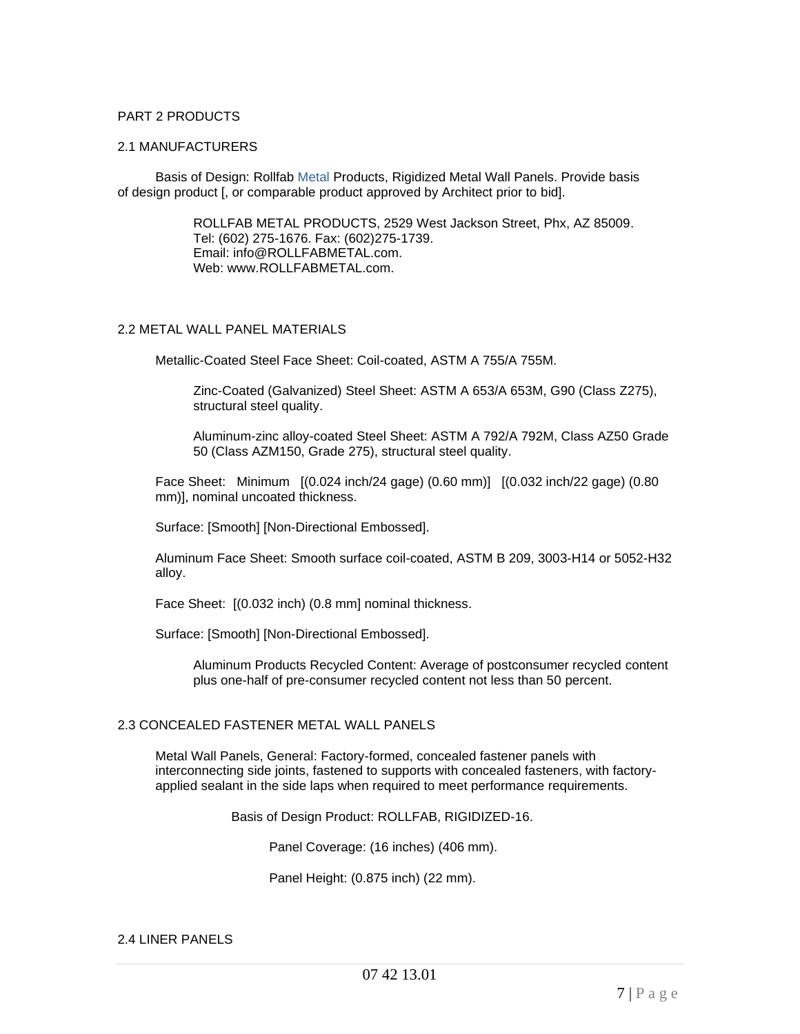PART 2 PRODUCTS

2.1 MANUFACTURERS

Basis of Design: Rollfab Metal Products, Rigidized Metal Wall Panels. Provide basis of design product [, or comparable product approved by Architect prior to bid].

> ROLLFAB METAL PRODUCTS, 2529 West Jackson Street, Phx, AZ 85009.
> Tel: (602) 275-1676. Fax: (602)275-1739.
> Email: info@ROLLFABMETAL.com.
> Web: www.ROLLFABMETAL.com.

2.2 METAL WALL PANEL MATERIALS

Metallic-Coated Steel Face Sheet: Coil-coated, ASTM A 755/A 755M.

> Zinc-Coated (Galvanized) Steel Sheet: ASTM A 653/A 653M, G90 (Class Z275), structural steel quality.
>
> Aluminum-zinc alloy-coated Steel Sheet: ASTM A 792/A 792M, Class AZ50 Grade 50 (Class AZM150, Grade 275), structural steel quality.

Face Sheet: Minimum [(0.024 inch/24 gage) (0.60 mm)] [(0.032 inch/22 gage) (0.80 mm)], nominal uncoated thickness.

Surface: [Smooth] [Non-Directional Embossed].

Aluminum Face Sheet: Smooth surface coil-coated, ASTM B 209, 3003-H14 or 5052-H32 alloy.

Face Sheet: [(0.032 inch) (0.8 mm] nominal thickness.

Surface: [Smooth] [Non-Directional Embossed].

> Aluminum Products Recycled Content: Average of postconsumer recycled content plus one-half of pre-consumer recycled content not less than 50 percent.

2.3 CONCEALED FASTENER METAL WALL PANELS

Metal Wall Panels, General: Factory-formed, concealed fastener panels with interconnecting side joints, fastened to supports with concealed fasteners, with factory-applied sealant in the side laps when required to meet performance requirements.

> Basis of Design Product: ROLLFAB, RIGIDIZED-16.
>
> > Panel Coverage: (16 inches) (406 mm).
> >
> > Panel Height: (0.875 inch) (22 mm).

2.4 LINER PANELS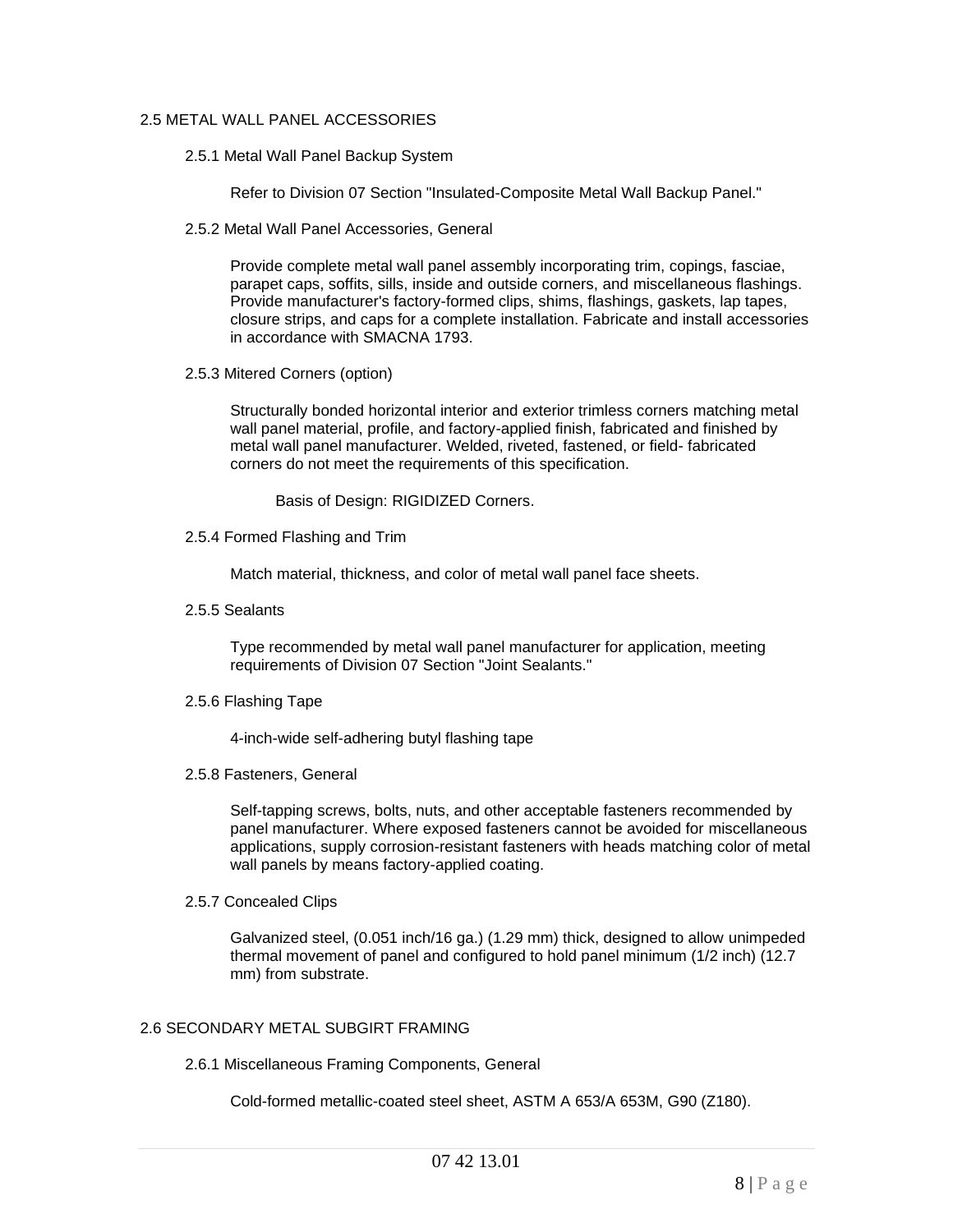## 2.5 METAL WALL PANEL ACCESSORIES

### 2.5.1 Metal Wall Panel Backup System

Refer to Division 07 Section "Insulated-Composite Metal Wall Backup Panel."

### 2.5.2 Metal Wall Panel Accessories, General

Provide complete metal wall panel assembly incorporating trim, copings, fasciae, parapet caps, soffits, sills, inside and outside corners, and miscellaneous flashings. Provide manufacturer's factory-formed clips, shims, flashings, gaskets, lap tapes, closure strips, and caps for a complete installation. Fabricate and install accessories in accordance with SMACNA 1793.

### 2.5.3 Mitered Corners (option)

Structurally bonded horizontal interior and exterior trimless corners matching metal wall panel material, profile, and factory-applied finish, fabricated and finished by metal wall panel manufacturer. Welded, riveted, fastened, or field- fabricated corners do not meet the requirements of this specification.

Basis of Design: RIGIDIZED Corners.

### 2.5.4 Formed Flashing and Trim

Match material, thickness, and color of metal wall panel face sheets.

### 2.5.5 Sealants

Type recommended by metal wall panel manufacturer for application, meeting requirements of Division 07 Section "Joint Sealants."

### 2.5.6 Flashing Tape

4-inch-wide self-adhering butyl flashing tape

### 2.5.8 Fasteners, General

Self-tapping screws, bolts, nuts, and other acceptable fasteners recommended by panel manufacturer. Where exposed fasteners cannot be avoided for miscellaneous applications, supply corrosion-resistant fasteners with heads matching color of metal wall panels by means factory-applied coating.

### 2.5.7 Concealed Clips

Galvanized steel, (0.051 inch/16 ga.) (1.29 mm) thick, designed to allow unimpeded thermal movement of panel and configured to hold panel minimum (1/2 inch) (12.7 mm) from substrate.

## 2.6 SECONDARY METAL SUBGIRT FRAMING

### 2.6.1 Miscellaneous Framing Components, General

Cold-formed metallic-coated steel sheet, ASTM A 653/A 653M, G90 (Z180).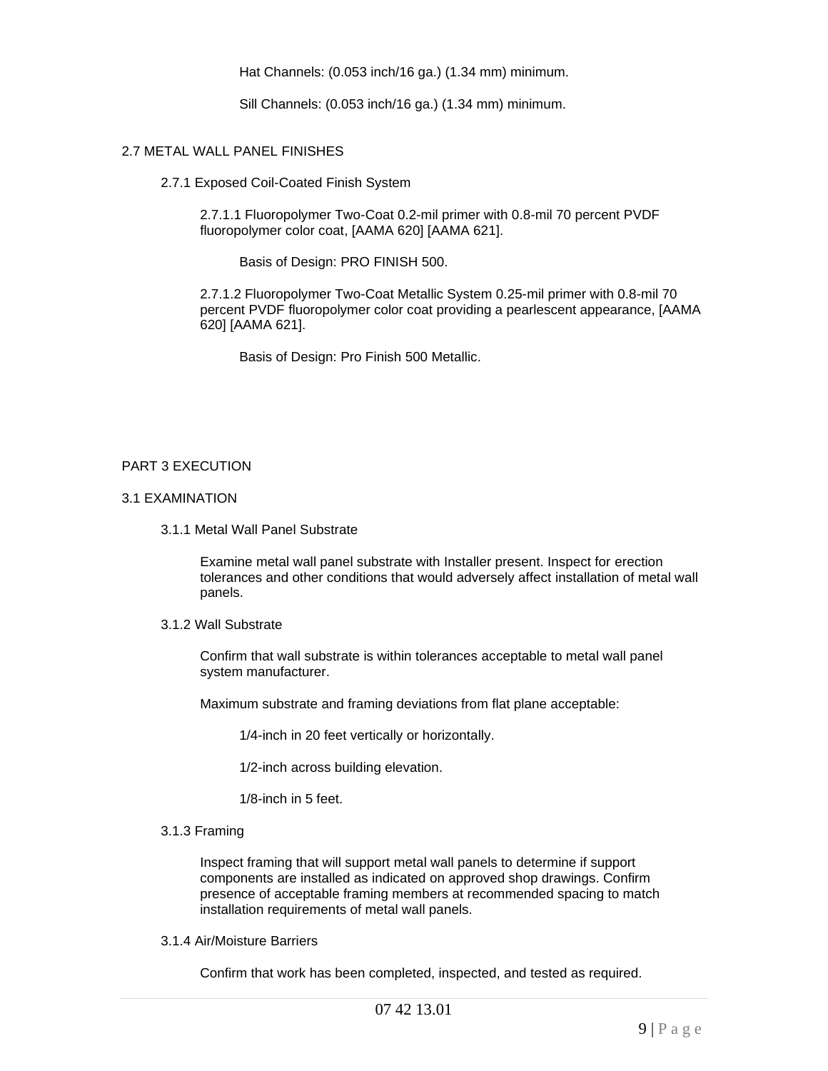Hat Channels: (0.053 inch/16 ga.) (1.34 mm) minimum.

Sill Channels: (0.053 inch/16 ga.) (1.34 mm) minimum.

## 2.7 METAL WALL PANEL FINISHES

### 2.7.1 Exposed Coil-Coated Finish System

2.7.1.1 Fluoropolymer Two-Coat 0.2-mil primer with 0.8-mil 70 percent PVDF fluoropolymer color coat, [AAMA 620] [AAMA 621].

Basis of Design: PRO FINISH 500.

2.7.1.2 Fluoropolymer Two-Coat Metallic System 0.25-mil primer with 0.8-mil 70 percent PVDF fluoropolymer color coat providing a pearlescent appearance, [AAMA 620] [AAMA 621].

Basis of Design: Pro Finish 500 Metallic.

# PART 3 EXECUTION

## 3.1 EXAMINATION

### 3.1.1 Metal Wall Panel Substrate

Examine metal wall panel substrate with Installer present. Inspect for erection tolerances and other conditions that would adversely affect installation of metal wall panels.

### 3.1.2 Wall Substrate

Confirm that wall substrate is within tolerances acceptable to metal wall panel system manufacturer.

Maximum substrate and framing deviations from flat plane acceptable:

1/4-inch in 20 feet vertically or horizontally.

1/2-inch across building elevation.

1/8-inch in 5 feet.

### 3.1.3 Framing

Inspect framing that will support metal wall panels to determine if support components are installed as indicated on approved shop drawings. Confirm presence of acceptable framing members at recommended spacing to match installation requirements of metal wall panels.

### 3.1.4 Air/Moisture Barriers

Confirm that work has been completed, inspected, and tested as required.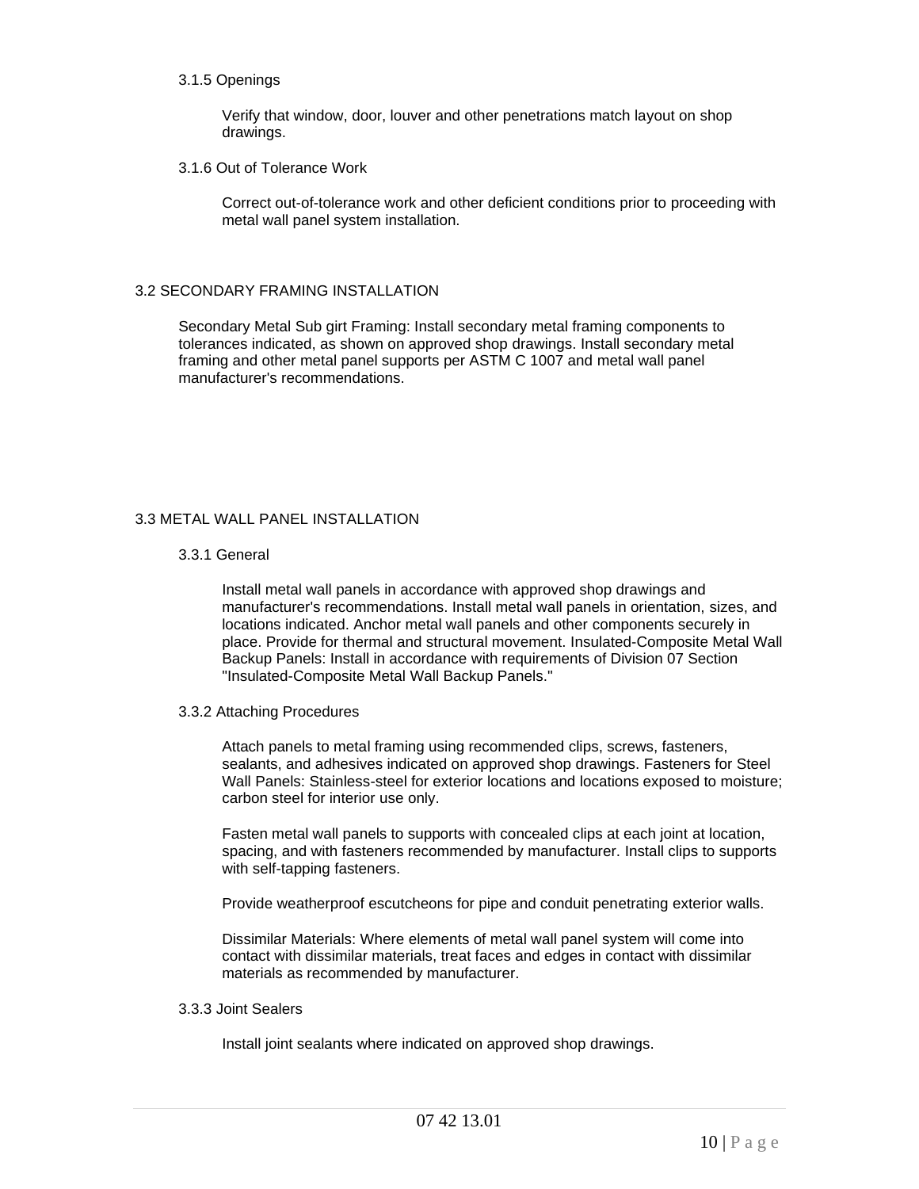#### 3.1.5 Openings

Verify that window, door, louver and other penetrations match layout on shop drawings.

#### 3.1.6 Out of Tolerance Work

Correct out-of-tolerance work and other deficient conditions prior to proceeding with metal wall panel system installation.

### 3.2 SECONDARY FRAMING INSTALLATION

Secondary Metal Sub girt Framing: Install secondary metal framing components to tolerances indicated, as shown on approved shop drawings. Install secondary metal framing and other metal panel supports per ASTM C 1007 and metal wall panel manufacturer's recommendations.

### 3.3 METAL WALL PANEL INSTALLATION

#### 3.3.1 General

Install metal wall panels in accordance with approved shop drawings and manufacturer's recommendations. Install metal wall panels in orientation, sizes, and locations indicated. Anchor metal wall panels and other components securely in place. Provide for thermal and structural movement. Insulated-Composite Metal Wall Backup Panels: Install in accordance with requirements of Division 07 Section "Insulated-Composite Metal Wall Backup Panels."

#### 3.3.2 Attaching Procedures

Attach panels to metal framing using recommended clips, screws, fasteners, sealants, and adhesives indicated on approved shop drawings. Fasteners for Steel Wall Panels: Stainless-steel for exterior locations and locations exposed to moisture; carbon steel for interior use only.

Fasten metal wall panels to supports with concealed clips at each joint at location, spacing, and with fasteners recommended by manufacturer. Install clips to supports with self-tapping fasteners.

Provide weatherproof escutcheons for pipe and conduit penetrating exterior walls.

Dissimilar Materials: Where elements of metal wall panel system will come into contact with dissimilar materials, treat faces and edges in contact with dissimilar materials as recommended by manufacturer.

#### 3.3.3 Joint Sealers

Install joint sealants where indicated on approved shop drawings.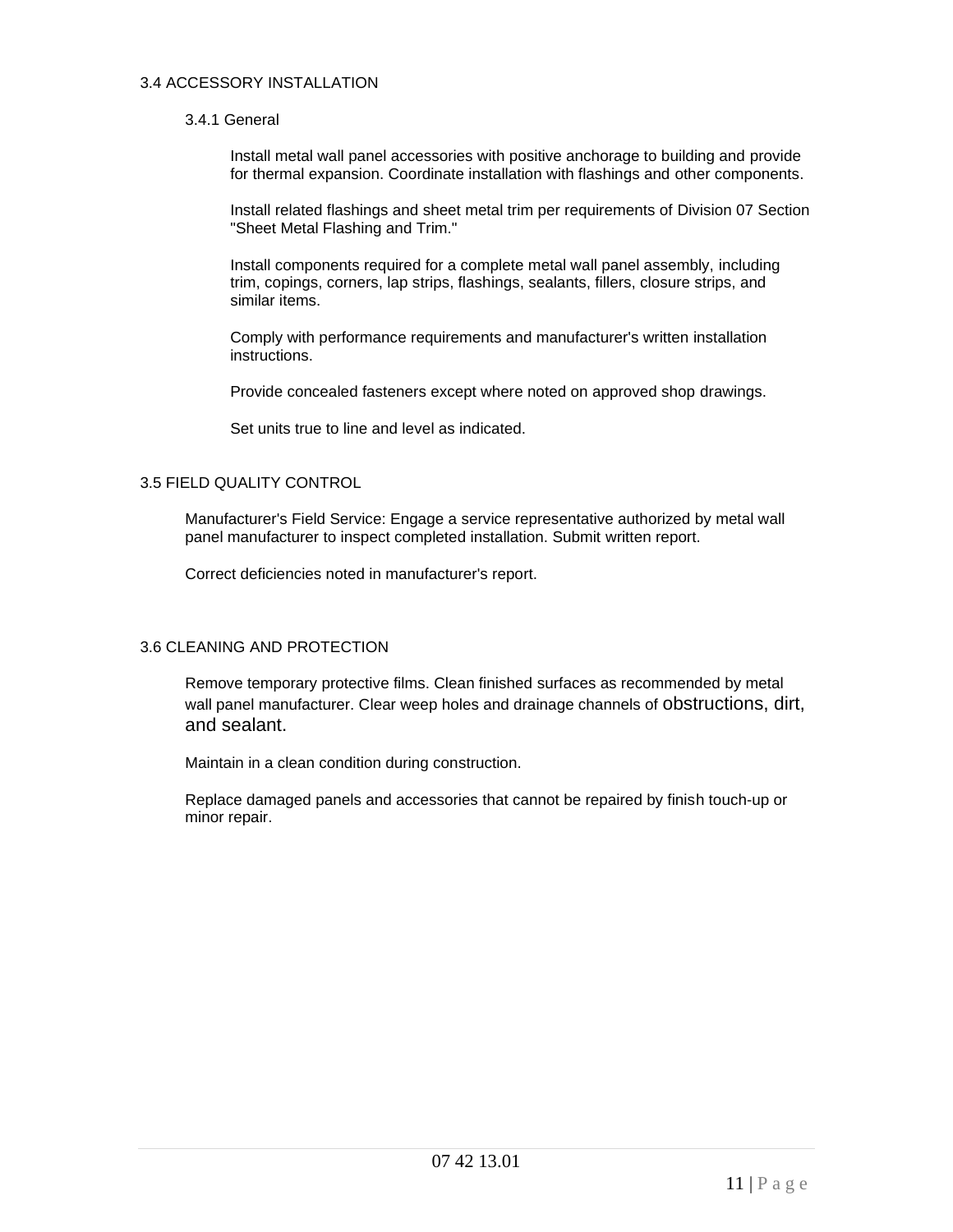## 3.4 ACCESSORY INSTALLATION

### 3.4.1 General

Install metal wall panel accessories with positive anchorage to building and provide for thermal expansion. Coordinate installation with flashings and other components.

Install related flashings and sheet metal trim per requirements of Division 07 Section "Sheet Metal Flashing and Trim."

Install components required for a complete metal wall panel assembly, including trim, copings, corners, lap strips, flashings, sealants, fillers, closure strips, and similar items.

Comply with performance requirements and manufacturer's written installation instructions.

Provide concealed fasteners except where noted on approved shop drawings.

Set units true to line and level as indicated.

## 3.5 FIELD QUALITY CONTROL

Manufacturer's Field Service: Engage a service representative authorized by metal wall panel manufacturer to inspect completed installation. Submit written report.

Correct deficiencies noted in manufacturer's report.

## 3.6 CLEANING AND PROTECTION

Remove temporary protective films. Clean finished surfaces as recommended by metal wall panel manufacturer. Clear weep holes and drainage channels of obstructions, dirt, and sealant.

Maintain in a clean condition during construction.

Replace damaged panels and accessories that cannot be repaired by finish touch-up or minor repair.